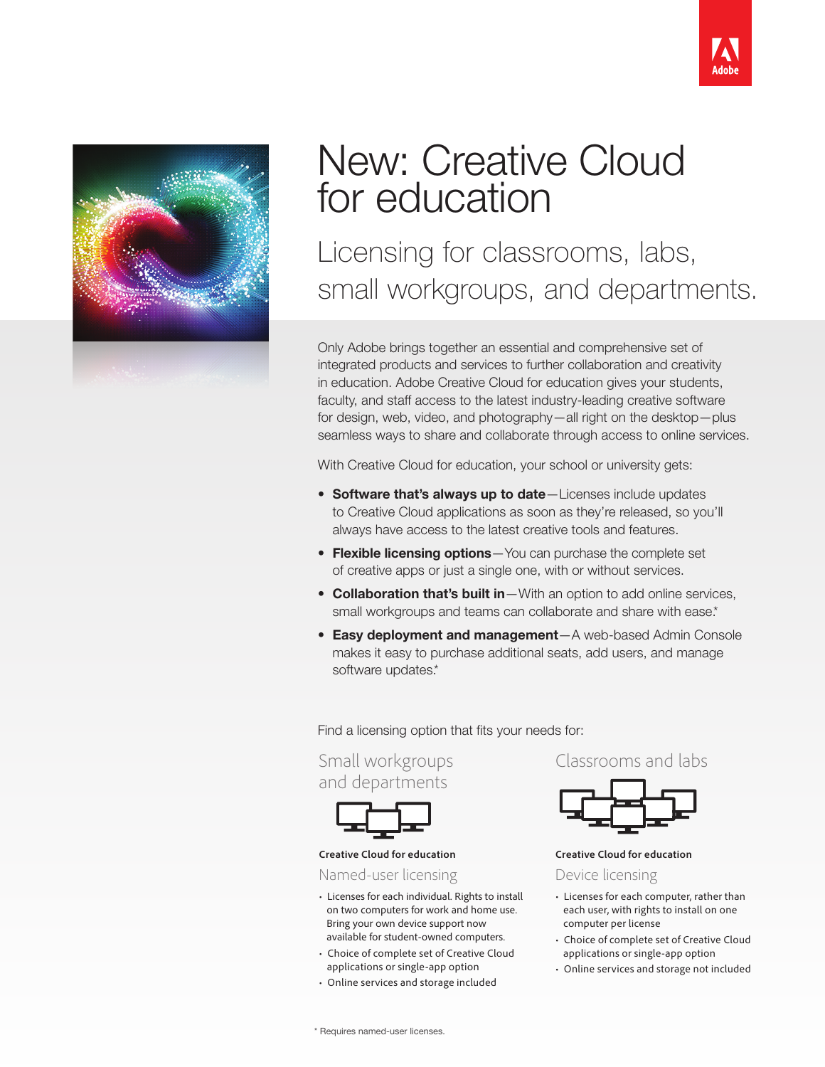# New: Creative Cloud for education

## Licensing for classrooms, labs, small workgroups, and departments.

Only Adobe brings together an essential and comprehensive set of integrated products and services to further collaboration and creativity in education. Adobe Creative Cloud for education gives your students, faculty, and staff access to the latest industry-leading creative software for design, web, video, and photography—all right on the desktop—plus seamless ways to share and collaborate through access to online services.

With Creative Cloud for education, your school or university gets:

- **Software that's always up to date**—Licenses include updates to Creative Cloud applications as soon as they're released, so you'll always have access to the latest creative tools and features.
- **Flexible licensing options**—You can purchase the complete set of creative apps or just a single one, with or without services.
- **Collaboration that's built in**—With an option to add online services, small workgroups and teams can collaborate and share with ease.*
- **Easy deployment and management**—A web-based Admin Console makes it easy to purchase additional seats, add users, and manage software updates.*

Find a licensing option that fits your needs for:

### Small workgroups and departments

**Creative Cloud for education**

Named-user licensing

- Licenses for each individual. Rights to install on two computers for work and home use. Bring your own device support now available for student-owned computers.
- Choice of complete set of Creative Cloud applications or single-app option
- Online services and storage included

### Classrooms and labs

**Creative Cloud for education**

Device licensing

- Licenses for each computer, rather than each user, with rights to install on one computer per license
- Choice of complete set of Creative Cloud applications or single-app option
- Online services and storage not included

* Requires named-user licenses.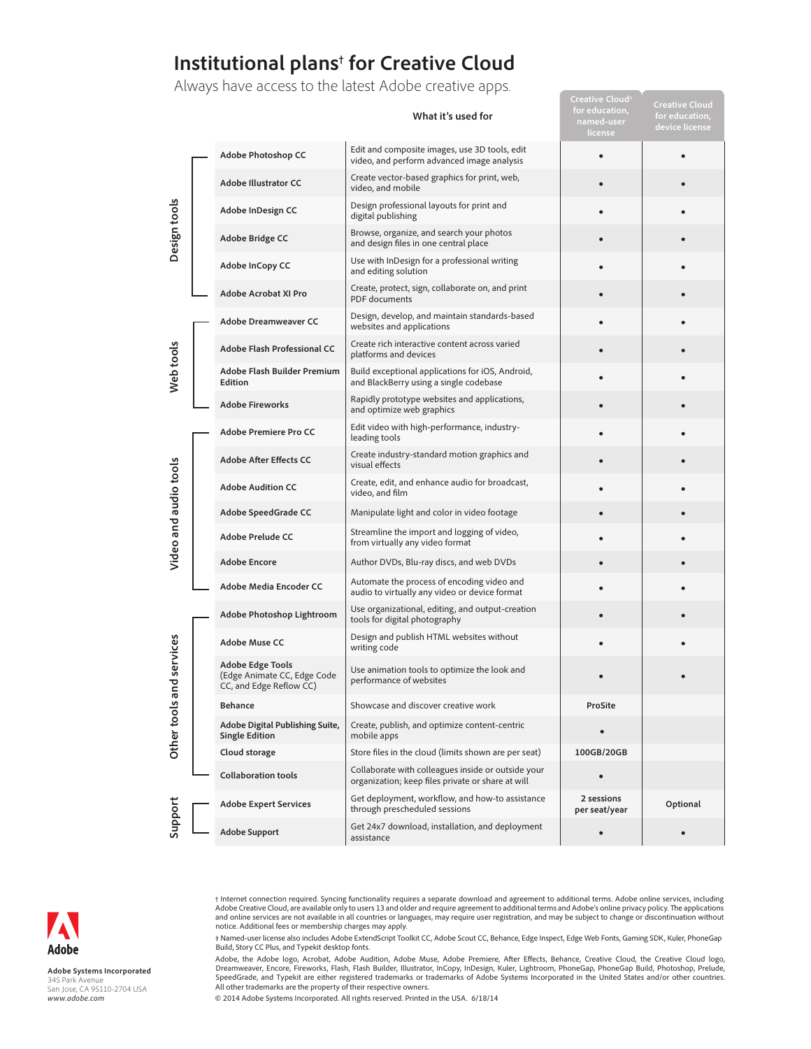# Institutional plans† for Creative Cloud

Always have access to the latest Adobe creative apps.

| Category | Product | What it's used for | Creative Cloud‡ for education, named-user license | Creative Cloud for education, device license |
|---|---|---|---|---|
| Design tools | Adobe Photoshop CC | Edit and composite images, use 3D tools, edit video, and perform advanced image analysis | • | • |
| Design tools | Adobe Illustrator CC | Create vector-based graphics for print, web, video, and mobile | • | • |
| Design tools | Adobe InDesign CC | Design professional layouts for print and digital publishing | • | • |
| Design tools | Adobe Bridge CC | Browse, organize, and search your photos and design files in one central place | • | • |
| Design tools | Adobe InCopy CC | Use with InDesign for a professional writing and editing solution | • | • |
| Design tools | Adobe Acrobat XI Pro | Create, protect, sign, collaborate on, and print PDF documents | • | • |
| Web tools | Adobe Dreamweaver CC | Design, develop, and maintain standards-based websites and applications | • | • |
| Web tools | Adobe Flash Professional CC | Create rich interactive content across varied platforms and devices | • | • |
| Web tools | Adobe Flash Builder Premium Edition | Build exceptional applications for iOS, Android, and BlackBerry using a single codebase | • | • |
| Web tools | Adobe Fireworks | Rapidly prototype websites and applications, and optimize web graphics | • | • |
| Video and audio tools | Adobe Premiere Pro CC | Edit video with high-performance, industry-leading tools | • | • |
| Video and audio tools | Adobe After Effects CC | Create industry-standard motion graphics and visual effects | • | • |
| Video and audio tools | Adobe Audition CC | Create, edit, and enhance audio for broadcast, video, and film | • | • |
| Video and audio tools | Adobe SpeedGrade CC | Manipulate light and color in video footage | • | • |
| Video and audio tools | Adobe Prelude CC | Streamline the import and logging of video, from virtually any video format | • | • |
| Video and audio tools | Adobe Encore | Author DVDs, Blu-ray discs, and web DVDs | • | • |
| Video and audio tools | Adobe Media Encoder CC | Automate the process of encoding video and audio to virtually any video or device format | • | • |
| Other tools and services | Adobe Photoshop Lightroom | Use organizational, editing, and output-creation tools for digital photography | • | • |
| Other tools and services | Adobe Muse CC | Design and publish HTML websites without writing code | • | • |
| Other tools and services | Adobe Edge Tools (Edge Animate CC, Edge Code CC, and Edge Reflow CC) | Use animation tools to optimize the look and performance of websites | • | • |
| Other tools and services | Behance | Showcase and discover creative work | ProSite | |
| Other tools and services | Adobe Digital Publishing Suite, Single Edition | Create, publish, and optimize content-centric mobile apps | • | |
| Other tools and services | Cloud storage | Store files in the cloud (limits shown are per seat) | 100GB/20GB | |
| Other tools and services | Collaboration tools | Collaborate with colleagues inside or outside your organization; keep files private or share at will | • | |
| Support | Adobe Expert Services | Get deployment, workflow, and how-to assistance through prescheduled sessions | 2 sessions per seat/year | Optional |
| Support | Adobe Support | Get 24x7 download, installation, and deployment assistance | • | • |

† Internet connection required. Syncing functionality requires a separate download and agreement to additional terms. Adobe online services, including Adobe Creative Cloud, are available only to users 13 and older and require agreement to additional terms and Adobe's online privacy policy. The applications and online services are not available in all countries or languages, may require user registration, and may be subject to change or discontinuation without notice. Additional fees or membership charges may apply.

‡ Named-user license also includes Adobe ExtendScript Toolkit CC, Adobe Scout CC, Behance, Edge Inspect, Edge Web Fonts, Gaming SDK, Kuler, PhoneGap Build, Story CC Plus, and Typekit desktop fonts.

Adobe, the Adobe logo, Acrobat, Adobe Audition, Adobe Muse, Adobe Premiere, After Effects, Behance, Creative Cloud, the Creative Cloud logo, Dreamweaver, Encore, Fireworks, Flash, Flash Builder, Illustrator, InCopy, InDesign, Kuler, Lightroom, PhoneGap, PhoneGap Build, Photoshop, Prelude, SpeedGrade, and Typekit are either registered trademarks or trademarks of Adobe Systems Incorporated in the United States and/or other countries. All other trademarks are the property of their respective owners.

© 2014 Adobe Systems Incorporated. All rights reserved. Printed in the USA. 6/18/14

**Adobe Systems Incorporated**
345 Park Avenue
San Jose, CA 95110-2704 USA
*www.adobe.com*